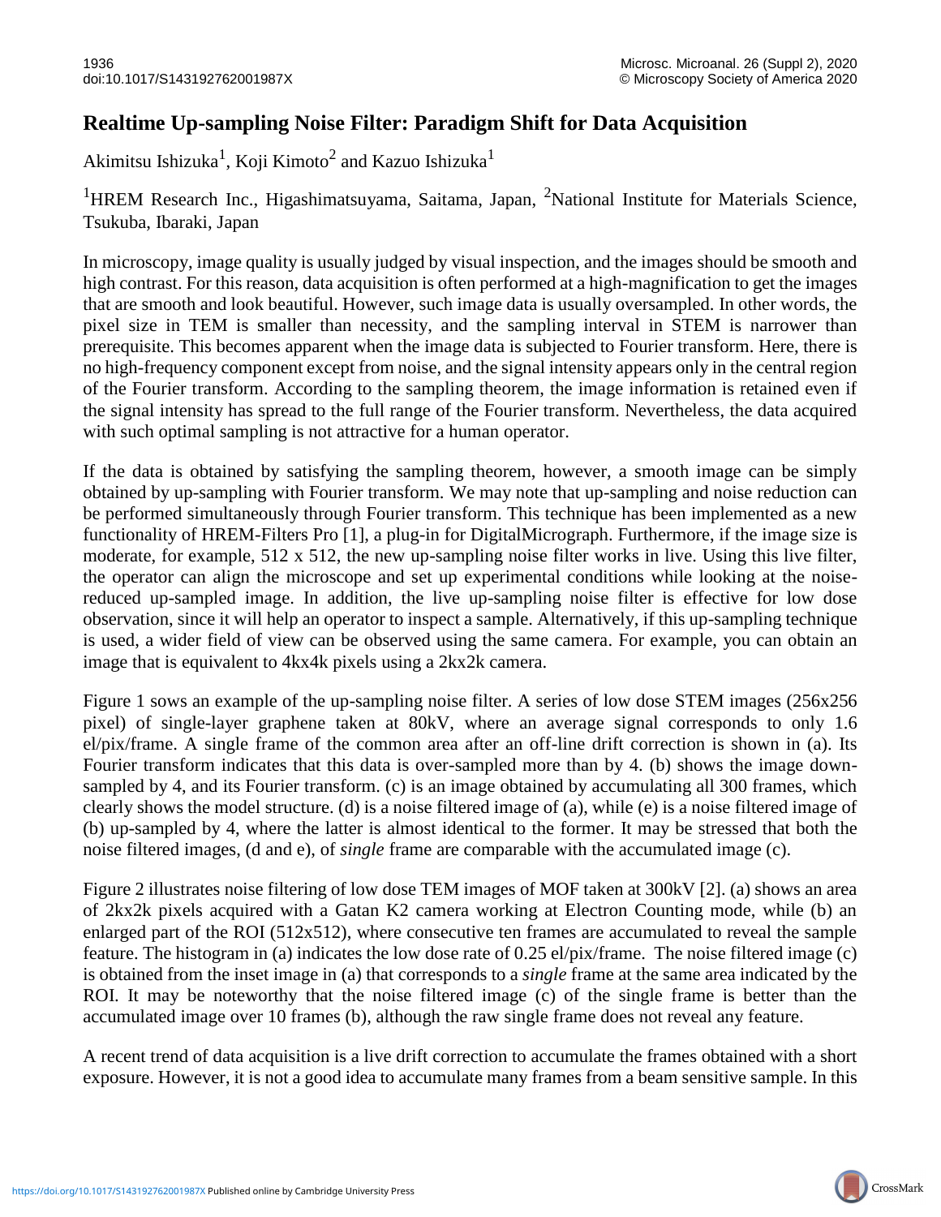# Realtime Up-sampling Noise Filter: Paradigm Shift for Data Acquisition

Akimitsu Ishizuka[1], Koji Kimoto[2] and Kazuo Ishizuka[1]

[1]HREM Research Inc., Higashimatsuyama, Saitama, Japan, [2]National Institute for Materials Science, Tsukuba, Ibaraki, Japan

In microscopy, image quality is usually judged by visual inspection, and the images should be smooth and high contrast. For this reason, data acquisition is often performed at a high-magnification to get the images that are smooth and look beautiful. However, such image data is usually oversampled. In other words, the pixel size in TEM is smaller than necessity, and the sampling interval in STEM is narrower than prerequisite. This becomes apparent when the image data is subjected to Fourier transform. Here, there is no high-frequency component except from noise, and the signal intensity appears only in the central region of the Fourier transform. According to the sampling theorem, the image information is retained even if the signal intensity has spread to the full range of the Fourier transform. Nevertheless, the data acquired with such optimal sampling is not attractive for a human operator.

If the data is obtained by satisfying the sampling theorem, however, a smooth image can be simply obtained by up-sampling with Fourier transform. We may note that up-sampling and noise reduction can be performed simultaneously through Fourier transform. This technique has been implemented as a new functionality of HREM-Filters Pro [1], a plug-in for DigitalMicrograph. Furthermore, if the image size is moderate, for example, 512 x 512, the new up-sampling noise filter works in live. Using this live filter, the operator can align the microscope and set up experimental conditions while looking at the noise-reduced up-sampled image. In addition, the live up-sampling noise filter is effective for low dose observation, since it will help an operator to inspect a sample. Alternatively, if this up-sampling technique is used, a wider field of view can be observed using the same camera. For example, you can obtain an image that is equivalent to 4kx4k pixels using a 2kx2k camera.

Figure 1 sows an example of the up-sampling noise filter. A series of low dose STEM images (256x256 pixel) of single-layer graphene taken at 80kV, where an average signal corresponds to only 1.6 el/pix/frame. A single frame of the common area after an off-line drift correction is shown in (a). Its Fourier transform indicates that this data is over-sampled more than by 4. (b) shows the image down-sampled by 4, and its Fourier transform. (c) is an image obtained by accumulating all 300 frames, which clearly shows the model structure. (d) is a noise filtered image of (a), while (e) is a noise filtered image of (b) up-sampled by 4, where the latter is almost identical to the former. It may be stressed that both the noise filtered images, (d and e), of *single* frame are comparable with the accumulated image (c).

Figure 2 illustrates noise filtering of low dose TEM images of MOF taken at 300kV [2]. (a) shows an area of 2kx2k pixels acquired with a Gatan K2 camera working at Electron Counting mode, while (b) an enlarged part of the ROI (512x512), where consecutive ten frames are accumulated to reveal the sample feature. The histogram in (a) indicates the low dose rate of 0.25 el/pix/frame. The noise filtered image (c) is obtained from the inset image in (a) that corresponds to a *single* frame at the same area indicated by the ROI. It may be noteworthy that the noise filtered image (c) of the single frame is better than the accumulated image over 10 frames (b), although the raw single frame does not reveal any feature.

A recent trend of data acquisition is a live drift correction to accumulate the frames obtained with a short exposure. However, it is not a good idea to accumulate many frames from a beam sensitive sample. In this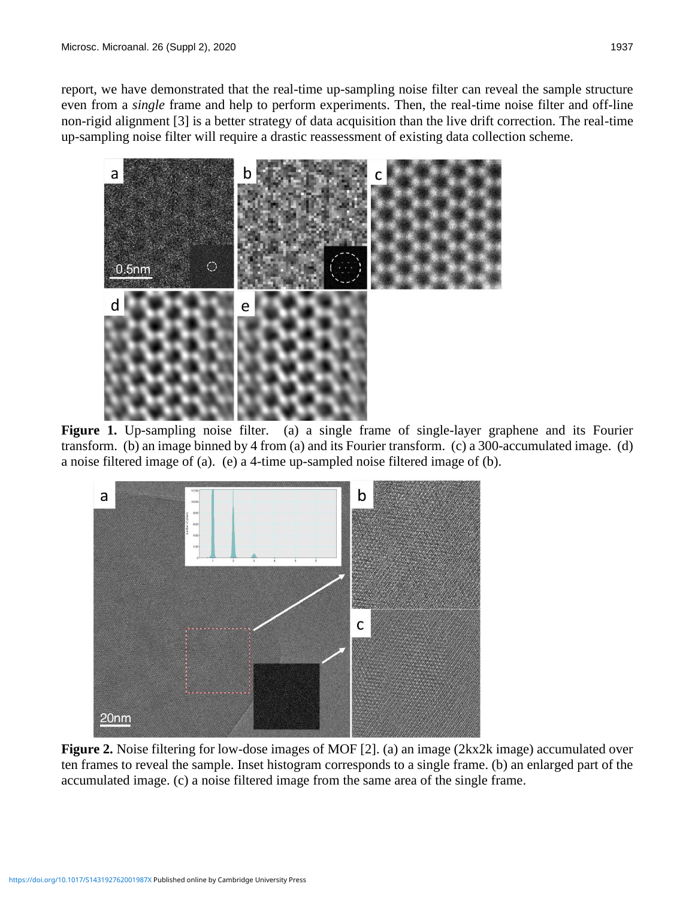report, we have demonstrated that the real-time up-sampling noise filter can reveal the sample structure even from a *single* frame and help to perform experiments. Then, the real-time noise filter and off-line non-rigid alignment [3] is a better strategy of data acquisition than the live drift correction. The real-time up-sampling noise filter will require a drastic reassessment of existing data collection scheme.

**Figure 1.** Up-sampling noise filter. (a) a single frame of single-layer graphene and its Fourier transform. (b) an image binned by 4 from (a) and its Fourier transform. (c) a 300-accumulated image. (d) a noise filtered image of (a). (e) a 4-time up-sampled noise filtered image of (b).

**Figure 2.** Noise filtering for low-dose images of MOF [2]. (a) an image (2kx2k image) accumulated over ten frames to reveal the sample. Inset histogram corresponds to a single frame. (b) an enlarged part of the accumulated image. (c) a noise filtered image from the same area of the single frame.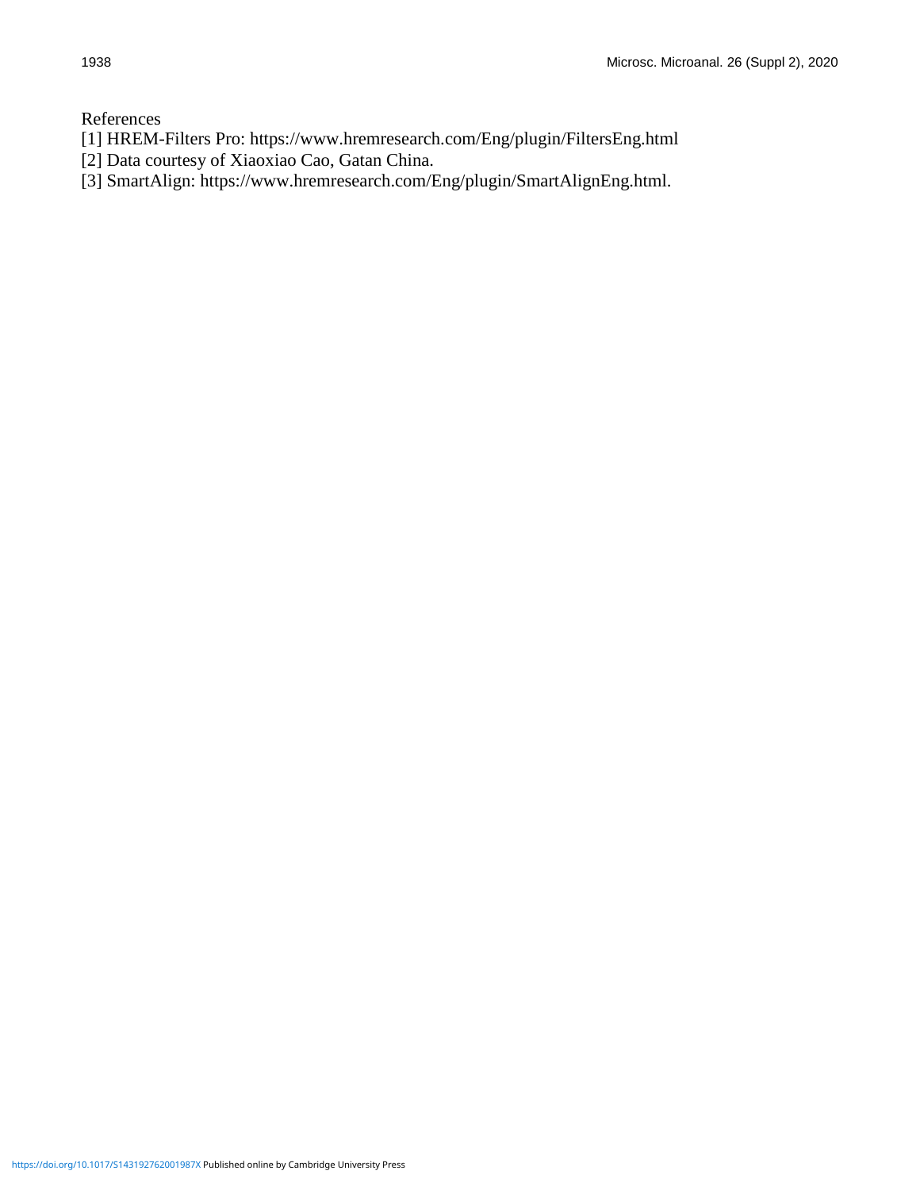References

[1] HREM-Filters Pro: https://www.hremresearch.com/Eng/plugin/FiltersEng.html

[2] Data courtesy of Xiaoxiao Cao, Gatan China.

[3] SmartAlign: https://www.hremresearch.com/Eng/plugin/SmartAlignEng.html.